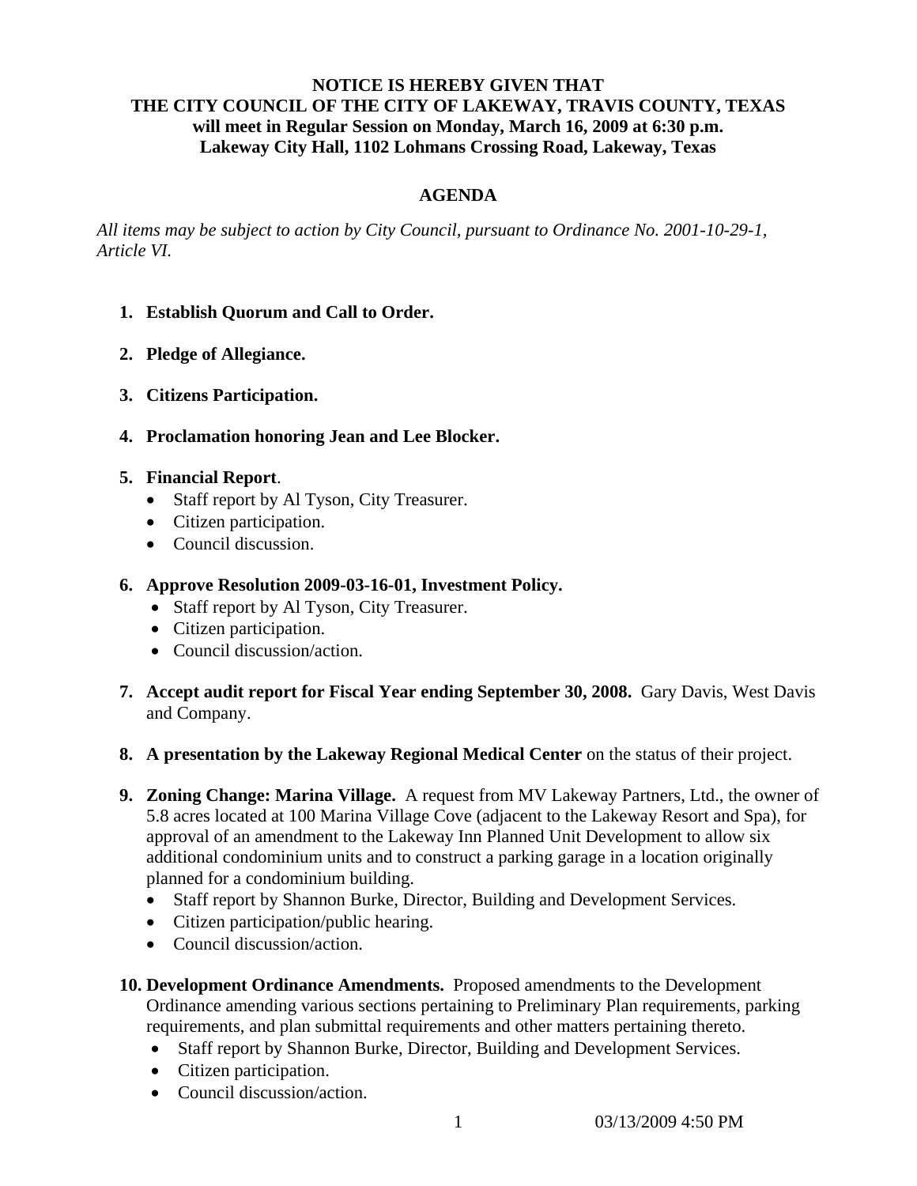**NOTICE IS HEREBY GIVEN THAT**
**THE CITY COUNCIL OF THE CITY OF LAKEWAY, TRAVIS COUNTY, TEXAS**
**will meet in Regular Session on Monday, March 16, 2009 at 6:30 p.m.**
**Lakeway City Hall, 1102 Lohmans Crossing Road, Lakeway, Texas**

# AGENDA

*All items may be subject to action by City Council, pursuant to Ordinance No. 2001-10-29-1, Article VI.*

1. **Establish Quorum and Call to Order.**

2. **Pledge of Allegiance.**

3. **Citizens Participation.**

4. **Proclamation honoring Jean and Lee Blocker.**

5. **Financial Report**.
   - Staff report by Al Tyson, City Treasurer.
   - Citizen participation.
   - Council discussion.

6. **Approve Resolution 2009-03-16-01, Investment Policy.**
   - Staff report by Al Tyson, City Treasurer.
   - Citizen participation.
   - Council discussion/action.

7. **Accept audit report for Fiscal Year ending September 30, 2008.** Gary Davis, West Davis and Company.

8. **A presentation by the Lakeway Regional Medical Center** on the status of their project.

9. **Zoning Change: Marina Village.** A request from MV Lakeway Partners, Ltd., the owner of 5.8 acres located at 100 Marina Village Cove (adjacent to the Lakeway Resort and Spa), for approval of an amendment to the Lakeway Inn Planned Unit Development to allow six additional condominium units and to construct a parking garage in a location originally planned for a condominium building.
   - Staff report by Shannon Burke, Director, Building and Development Services.
   - Citizen participation/public hearing.
   - Council discussion/action.

10. **Development Ordinance Amendments.** Proposed amendments to the Development Ordinance amending various sections pertaining to Preliminary Plan requirements, parking requirements, and plan submittal requirements and other matters pertaining thereto.
    - Staff report by Shannon Burke, Director, Building and Development Services.
    - Citizen participation.
    - Council discussion/action.

03/13/2009 4:50 PM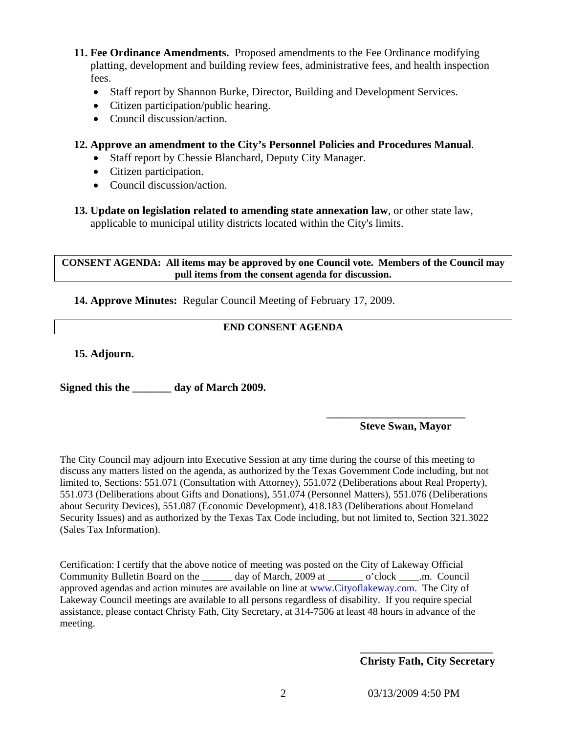11. **Fee Ordinance Amendments.** Proposed amendments to the Fee Ordinance modifying platting, development and building review fees, administrative fees, and health inspection fees.
    - Staff report by Shannon Burke, Director, Building and Development Services.
    - Citizen participation/public hearing.
    - Council discussion/action.

12. **Approve an amendment to the City's Personnel Policies and Procedures Manual**.
    - Staff report by Chessie Blanchard, Deputy City Manager.
    - Citizen participation.
    - Council discussion/action.

13. **Update on legislation related to amending state annexation law**, or other state law, applicable to municipal utility districts located within the City's limits.

**CONSENT AGENDA: All items may be approved by one Council vote. Members of the Council may pull items from the consent agenda for discussion.**

14. **Approve Minutes:** Regular Council Meeting of February 17, 2009.

**END CONSENT AGENDA**

15. **Adjourn.**

**Signed this the _______ day of March 2009.**

**_________________________**
**Steve Swan, Mayor**

The City Council may adjourn into Executive Session at any time during the course of this meeting to discuss any matters listed on the agenda, as authorized by the Texas Government Code including, but not limited to, Sections: 551.071 (Consultation with Attorney), 551.072 (Deliberations about Real Property), 551.073 (Deliberations about Gifts and Donations), 551.074 (Personnel Matters), 551.076 (Deliberations about Security Devices), 551.087 (Economic Development), 418.183 (Deliberations about Homeland Security Issues) and as authorized by the Texas Tax Code including, but not limited to, Section 321.3022 (Sales Tax Information).

Certification: I certify that the above notice of meeting was posted on the City of Lakeway Official Community Bulletin Board on the ______ day of March, 2009 at _______ o'clock ____.m. Council approved agendas and action minutes are available on line at www.Cityoflakeway.com. The City of Lakeway Council meetings are available to all persons regardless of disability. If you require special assistance, please contact Christy Fath, City Secretary, at 314-7506 at least 48 hours in advance of the meeting.

**_________________________**
**Christy Fath, City Secretary**

03/13/2009 4:50 PM